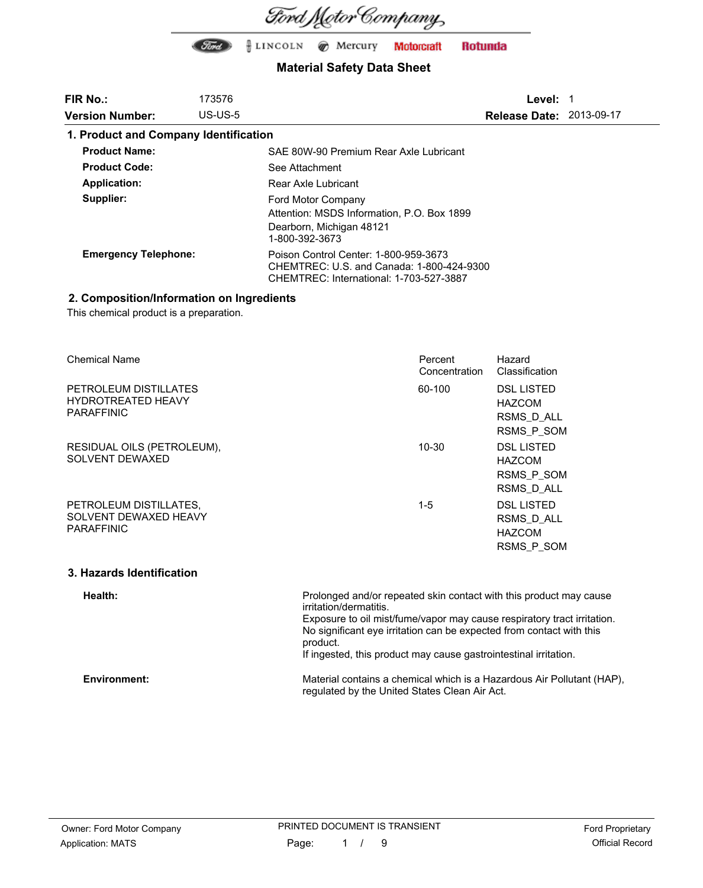Ford Motor Company

Ford | LINCOLN | Mercury | Motorcraft | Rotunda

# Material Safety Data Sheet

| | | | |
|---|---|---|---|
| **FIR No.:** | 173576 | **Level:** | 1 |
| **Version Number:** | US-US-5 | **Release Date:** | 2013-09-17 |

## 1. Product and Company Identification

| | |
|---|---|
| **Product Name:** | SAE 80W-90 Premium Rear Axle Lubricant |
| **Product Code:** | See Attachment |
| **Application:** | Rear Axle Lubricant |
| **Supplier:** | Ford Motor Company<br>Attention: MSDS Information, P.O. Box 1899<br>Dearborn, Michigan 48121<br>1-800-392-3673 |
| **Emergency Telephone:** | Poison Control Center: 1-800-959-3673<br>CHEMTREC: U.S. and Canada: 1-800-424-9300<br>CHEMTREC: International: 1-703-527-3887 |

## 2. Composition/Information on Ingredients

This chemical product is a preparation.

| Chemical Name | Percent Concentration | Hazard Classification |
|---|---|---|
| PETROLEUM DISTILLATES HYDROTREATED HEAVY PARAFFINIC | 60-100 | DSL LISTED<br>HAZCOM<br>RSMS_D_ALL<br>RSMS_P_SOM |
| RESIDUAL OILS (PETROLEUM), SOLVENT DEWAXED | 10-30 | DSL LISTED<br>HAZCOM<br>RSMS_P_SOM<br>RSMS_D_ALL |
| PETROLEUM DISTILLATES, SOLVENT DEWAXED HEAVY PARAFFINIC | 1-5 | DSL LISTED<br>RSMS_D_ALL<br>HAZCOM<br>RSMS_P_SOM |

## 3. Hazards Identification

**Health:**

Prolonged and/or repeated skin contact with this product may cause irritation/dermatitis.
Exposure to oil mist/fume/vapor may cause respiratory tract irritation.
No significant eye irritation can be expected from contact with this product.
If ingested, this product may cause gastrointestinal irritation.

**Environment:**

Material contains a chemical which is a Hazardous Air Pollutant (HAP), regulated by the United States Clean Air Act.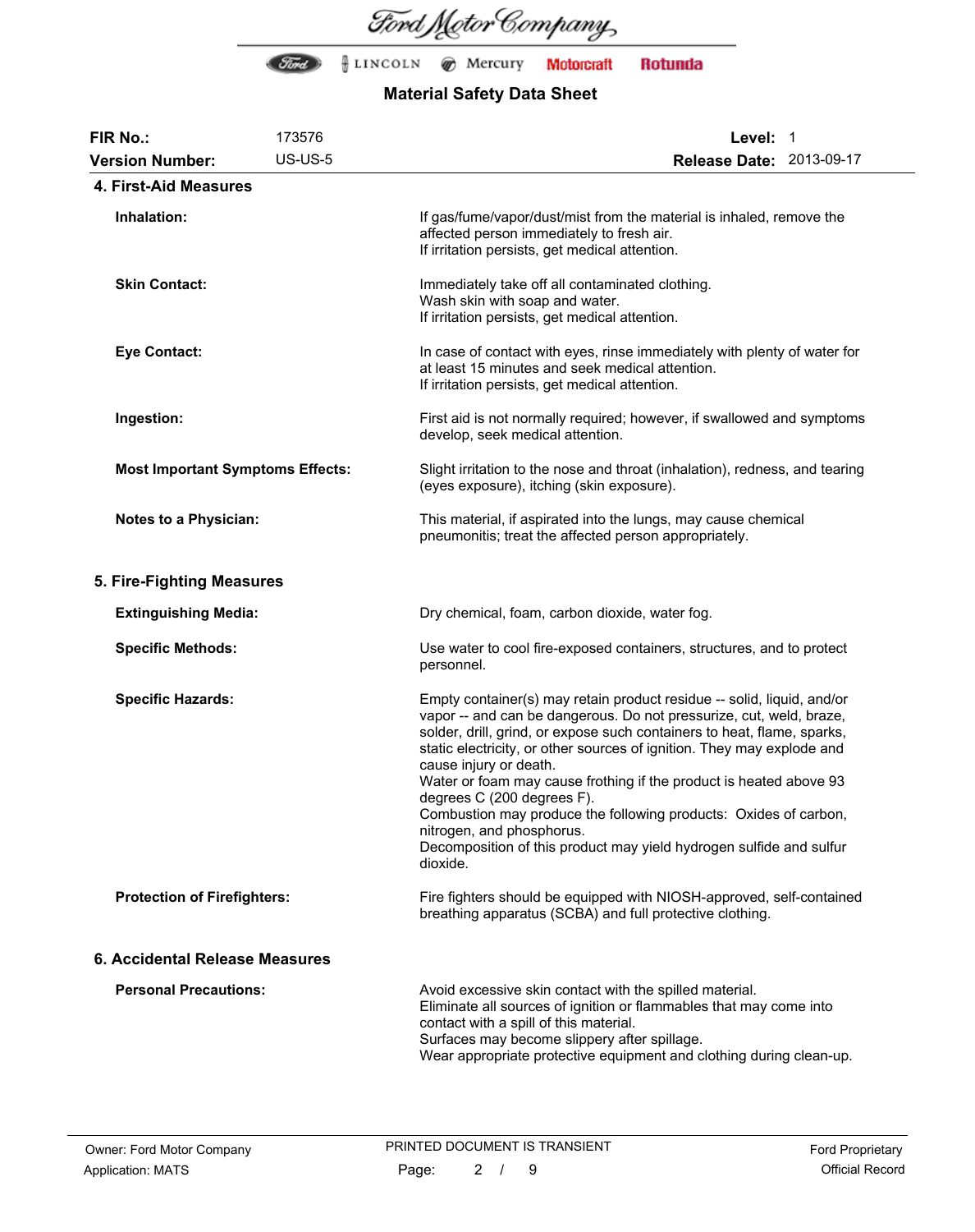| FIR No.: | 173576 | Level: | 1 |
|---|---|---|---|
| Version Number: | US-US-5 | Release Date: | 2013-09-17 |

## 4. First-Aid Measures

**Inhalation:**
If gas/fume/vapor/dust/mist from the material is inhaled, remove the affected person immediately to fresh air.
If irritation persists, get medical attention.

**Skin Contact:**
Immediately take off all contaminated clothing.
Wash skin with soap and water.
If irritation persists, get medical attention.

**Eye Contact:**
In case of contact with eyes, rinse immediately with plenty of water for at least 15 minutes and seek medical attention.
If irritation persists, get medical attention.

**Ingestion:**
First aid is not normally required; however, if swallowed and symptoms develop, seek medical attention.

**Most Important Symptoms Effects:**
Slight irritation to the nose and throat (inhalation), redness, and tearing (eyes exposure), itching (skin exposure).

**Notes to a Physician:**
This material, if aspirated into the lungs, may cause chemical pneumonitis; treat the affected person appropriately.

## 5. Fire-Fighting Measures

**Extinguishing Media:**
Dry chemical, foam, carbon dioxide, water fog.

**Specific Methods:**
Use water to cool fire-exposed containers, structures, and to protect personnel.

**Specific Hazards:**
Empty container(s) may retain product residue -- solid, liquid, and/or vapor -- and can be dangerous. Do not pressurize, cut, weld, braze, solder, drill, grind, or expose such containers to heat, flame, sparks, static electricity, or other sources of ignition. They may explode and cause injury or death.
Water or foam may cause frothing if the product is heated above 93 degrees C (200 degrees F).
Combustion may produce the following products: Oxides of carbon, nitrogen, and phosphorus.
Decomposition of this product may yield hydrogen sulfide and sulfur dioxide.

**Protection of Firefighters:**
Fire fighters should be equipped with NIOSH-approved, self-contained breathing apparatus (SCBA) and full protective clothing.

## 6. Accidental Release Measures

**Personal Precautions:**
Avoid excessive skin contact with the spilled material.
Eliminate all sources of ignition or flammables that may come into contact with a spill of this material.
Surfaces may become slippery after spillage.
Wear appropriate protective equipment and clothing during clean-up.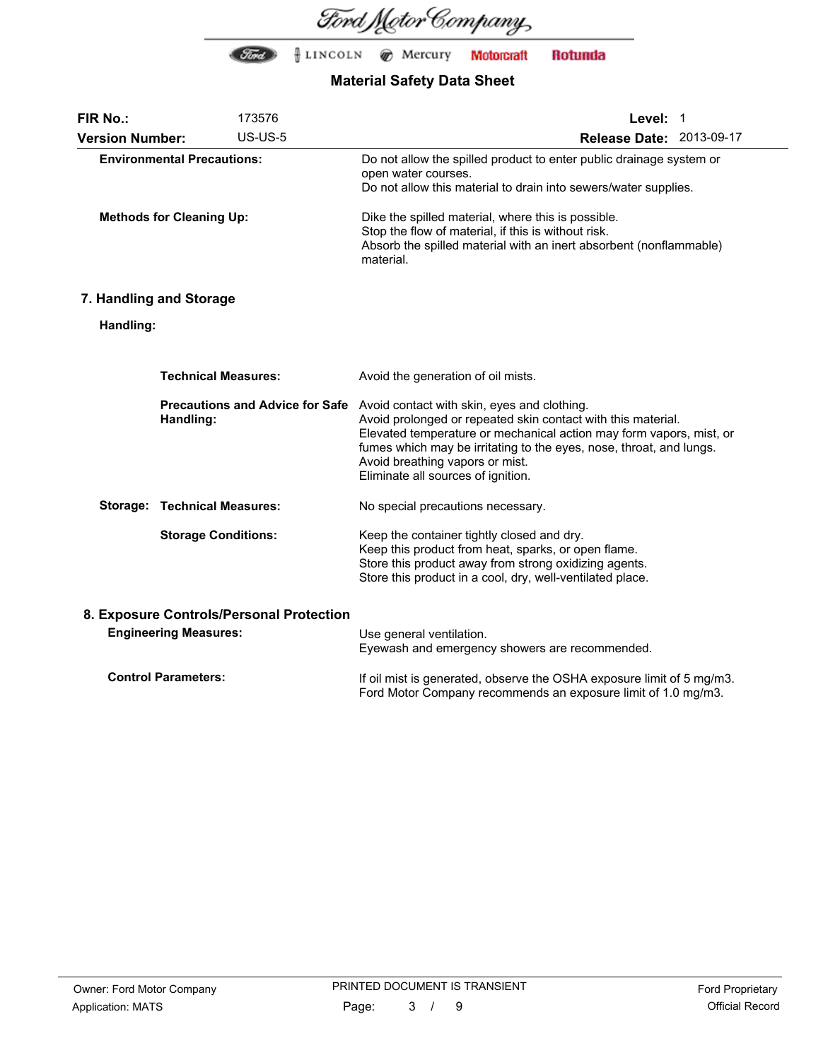**Environmental Precautions:** Do not allow the spilled product to enter public drainage system or open water courses.
Do not allow this material to drain into sewers/water supplies.

**Methods for Cleaning Up:** Dike the spilled material, where this is possible.
Stop the flow of material, if this is without risk.
Absorb the spilled material with an inert absorbent (nonflammable) material.

## 7. Handling and Storage

**Handling:**

**Technical Measures:** Avoid the generation of oil mists.

**Precautions and Advice for Safe Handling:** Avoid contact with skin, eyes and clothing.
Avoid prolonged or repeated skin contact with this material.
Elevated temperature or mechanical action may form vapors, mist, or fumes which may be irritating to the eyes, nose, throat, and lungs.
Avoid breathing vapors or mist.
Eliminate all sources of ignition.

**Storage:** **Technical Measures:** No special precautions necessary.

**Storage Conditions:** Keep the container tightly closed and dry.
Keep this product from heat, sparks, or open flame.
Store this product away from strong oxidizing agents.
Store this product in a cool, dry, well-ventilated place.

## 8. Exposure Controls/Personal Protection

**Engineering Measures:** Use general ventilation.
Eyewash and emergency showers are recommended.

**Control Parameters:** If oil mist is generated, observe the OSHA exposure limit of 5 mg/m3.
Ford Motor Company recommends an exposure limit of 1.0 mg/m3.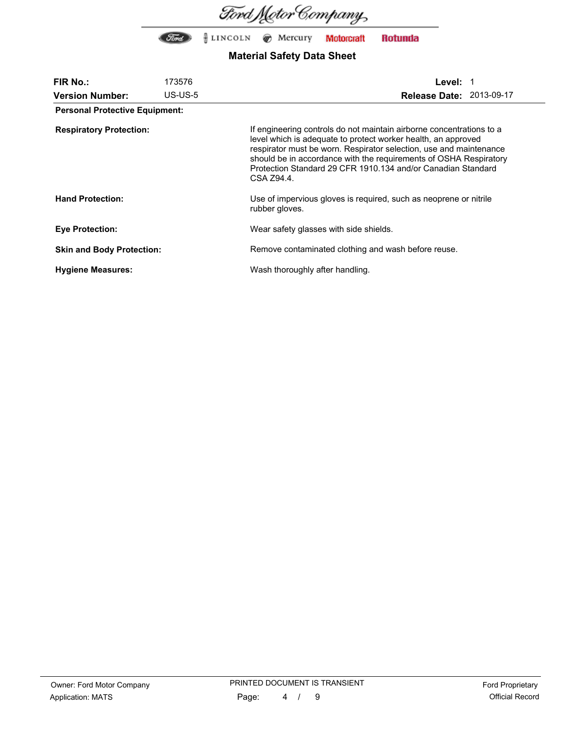| **FIR No.:** | 173576 | **Level:** | 1 |
|---|---|---|---|
| **Version Number:** | US-US-5 | **Release Date:** | 2013-09-17 |

**Personal Protective Equipment:**

| | |
|---|---|
| **Respiratory Protection:** | If engineering controls do not maintain airborne concentrations to a level which is adequate to protect worker health, an approved respirator must be worn. Respirator selection, use and maintenance should be in accordance with the requirements of OSHA Respiratory Protection Standard 29 CFR 1910.134 and/or Canadian Standard CSA Z94.4. |
| **Hand Protection:** | Use of impervious gloves is required, such as neoprene or nitrile rubber gloves. |
| **Eye Protection:** | Wear safety glasses with side shields. |
| **Skin and Body Protection:** | Remove contaminated clothing and wash before reuse. |
| **Hygiene Measures:** | Wash thoroughly after handling. |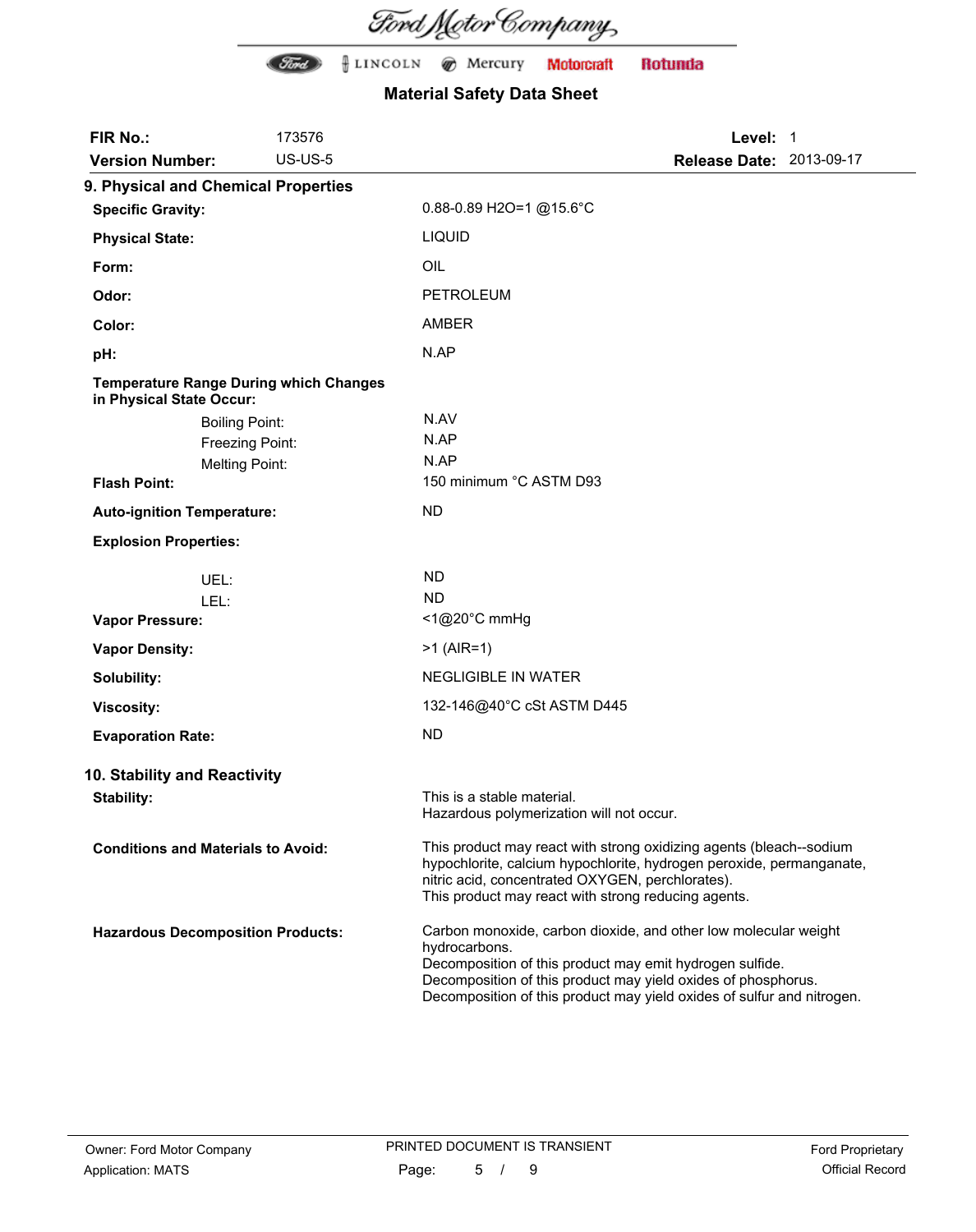Ford Motor Company

Ford | LINCOLN | Mercury | Motorcraft | Rotunda

# Material Safety Data Sheet

| | | | |
|---|---|---|---|
| **FIR No.:** | 173576 | **Level:** | 1 |
| **Version Number:** | US-US-5 | **Release Date:** | 2013-09-17 |

## 9. Physical and Chemical Properties

| | |
|---|---|
| **Specific Gravity:** | 0.88-0.89 $H_2O$=1 @15.6°C |
| **Physical State:** | LIQUID |
| **Form:** | OIL |
| **Odor:** | PETROLEUM |
| **Color:** | AMBER |
| **pH:** | N.AP |
| **Temperature Range During which Changes in Physical State Occur:** | |
| Boiling Point: | N.AV |
| Freezing Point: | N.AP |
| Melting Point: | N.AP |
| **Flash Point:** | 150 minimum °C ASTM D93 |
| **Auto-ignition Temperature:** | ND |
| **Explosion Properties:** | |
| UEL: | ND |
| LEL: | ND |
| **Vapor Pressure:** | <1@20°C mmHg |
| **Vapor Density:** | >1 (AIR=1) |
| **Solubility:** | NEGLIGIBLE IN WATER |
| **Viscosity:** | 132-146@40°C cSt ASTM D445 |
| **Evaporation Rate:** | ND |

## 10. Stability and Reactivity

| | |
|---|---|
| **Stability:** | This is a stable material.<br>Hazardous polymerization will not occur. |
| **Conditions and Materials to Avoid:** | This product may react with strong oxidizing agents (bleach--sodium hypochlorite, calcium hypochlorite, hydrogen peroxide, permanganate, nitric acid, concentrated OXYGEN, perchlorates).<br>This product may react with strong reducing agents. |
| **Hazardous Decomposition Products:** | Carbon monoxide, carbon dioxide, and other low molecular weight hydrocarbons.<br>Decomposition of this product may emit hydrogen sulfide.<br>Decomposition of this product may yield oxides of phosphorus.<br>Decomposition of this product may yield oxides of sulfur and nitrogen. |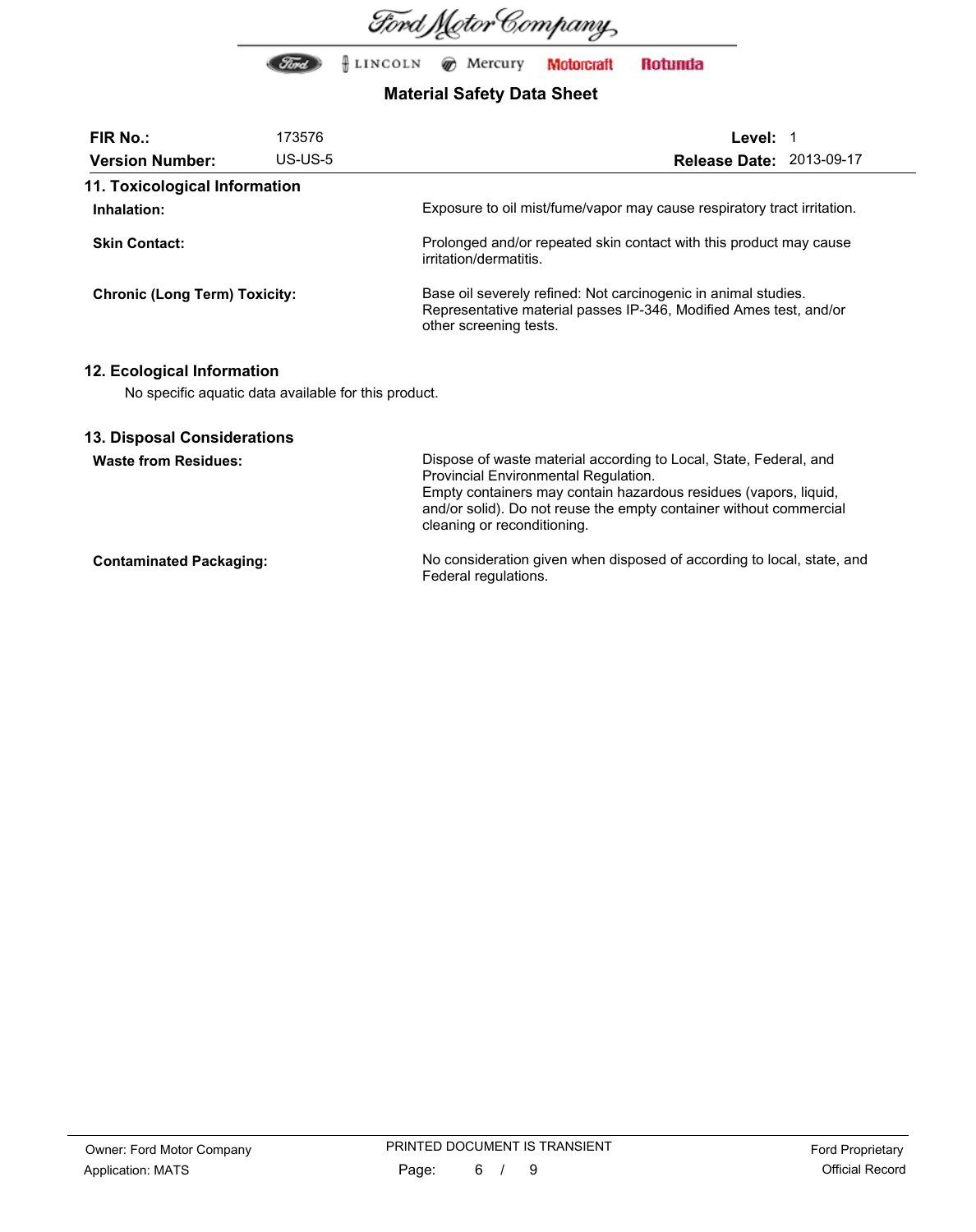| | | | |
|---|---|---|---|
| **FIR No.:** | 173576 | **Level:** | 1 |
| **Version Number:** | US-US-5 | **Release Date:** | 2013-09-17 |

## 11. Toxicological Information

**Inhalation:** Exposure to oil mist/fume/vapor may cause respiratory tract irritation.

**Skin Contact:** Prolonged and/or repeated skin contact with this product may cause irritation/dermatitis.

**Chronic (Long Term) Toxicity:** Base oil severely refined: Not carcinogenic in animal studies. Representative material passes IP-346, Modified Ames test, and/or other screening tests.

## 12. Ecological Information

No specific aquatic data available for this product.

## 13. Disposal Considerations

**Waste from Residues:** Dispose of waste material according to Local, State, Federal, and Provincial Environmental Regulation.
Empty containers may contain hazardous residues (vapors, liquid, and/or solid). Do not reuse the empty container without commercial cleaning or reconditioning.

**Contaminated Packaging:** No consideration given when disposed of according to local, state, and Federal regulations.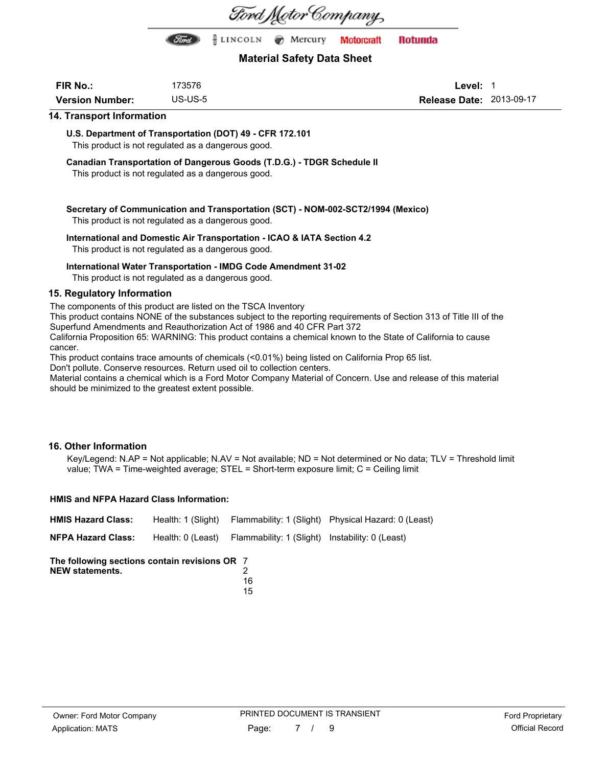**Material Safety Data Sheet**

| | | | |
|---|---|---|---|
| **FIR No.:** | 173576 | **Level:** | 1 |
| **Version Number:** | US-US-5 | **Release Date:** | 2013-09-17 |

## 14. Transport Information

**U.S. Department of Transportation (DOT) 49 - CFR 172.101**

This product is not regulated as a dangerous good.

**Canadian Transportation of Dangerous Goods (T.D.G.) - TDGR Schedule II**

This product is not regulated as a dangerous good.

**Secretary of Communication and Transportation (SCT) - NOM-002-SCT2/1994 (Mexico)**

This product is not regulated as a dangerous good.

**International and Domestic Air Transportation - ICAO & IATA Section 4.2**

This product is not regulated as a dangerous good.

**International Water Transportation - IMDG Code Amendment 31-02**

This product is not regulated as a dangerous good.

## 15. Regulatory Information

The components of this product are listed on the TSCA Inventory
This product contains NONE of the substances subject to the reporting requirements of Section 313 of Title III of the Superfund Amendments and Reauthorization Act of 1986 and 40 CFR Part 372
California Proposition 65: WARNING: This product contains a chemical known to the State of California to cause cancer.
This product contains trace amounts of chemicals (<0.01%) being listed on California Prop 65 list.
Don't pollute. Conserve resources. Return used oil to collection centers.
Material contains a chemical which is a Ford Motor Company Material of Concern. Use and release of this material should be minimized to the greatest extent possible.

## 16. Other Information

Key/Legend: N.AP = Not applicable; N.AV = Not available; ND = Not determined or No data; TLV = Threshold limit value; TWA = Time-weighted average; STEL = Short-term exposure limit; C = Ceiling limit

**HMIS and NFPA Hazard Class Information:**

| | | | |
|---|---|---|---|
| **HMIS Hazard Class:** | Health: 1 (Slight) | Flammability: 1 (Slight) | Physical Hazard: 0 (Least) |
| **NFPA Hazard Class:** | Health: 0 (Least) | Flammability: 1 (Slight) | Instability: 0 (Least) |

**The following sections contain revisions OR NEW statements.** 7
2
16
15

Owner: Ford Motor Company
Application: MATS

PRINTED DOCUMENT IS TRANSIENT

Ford Proprietary
Official Record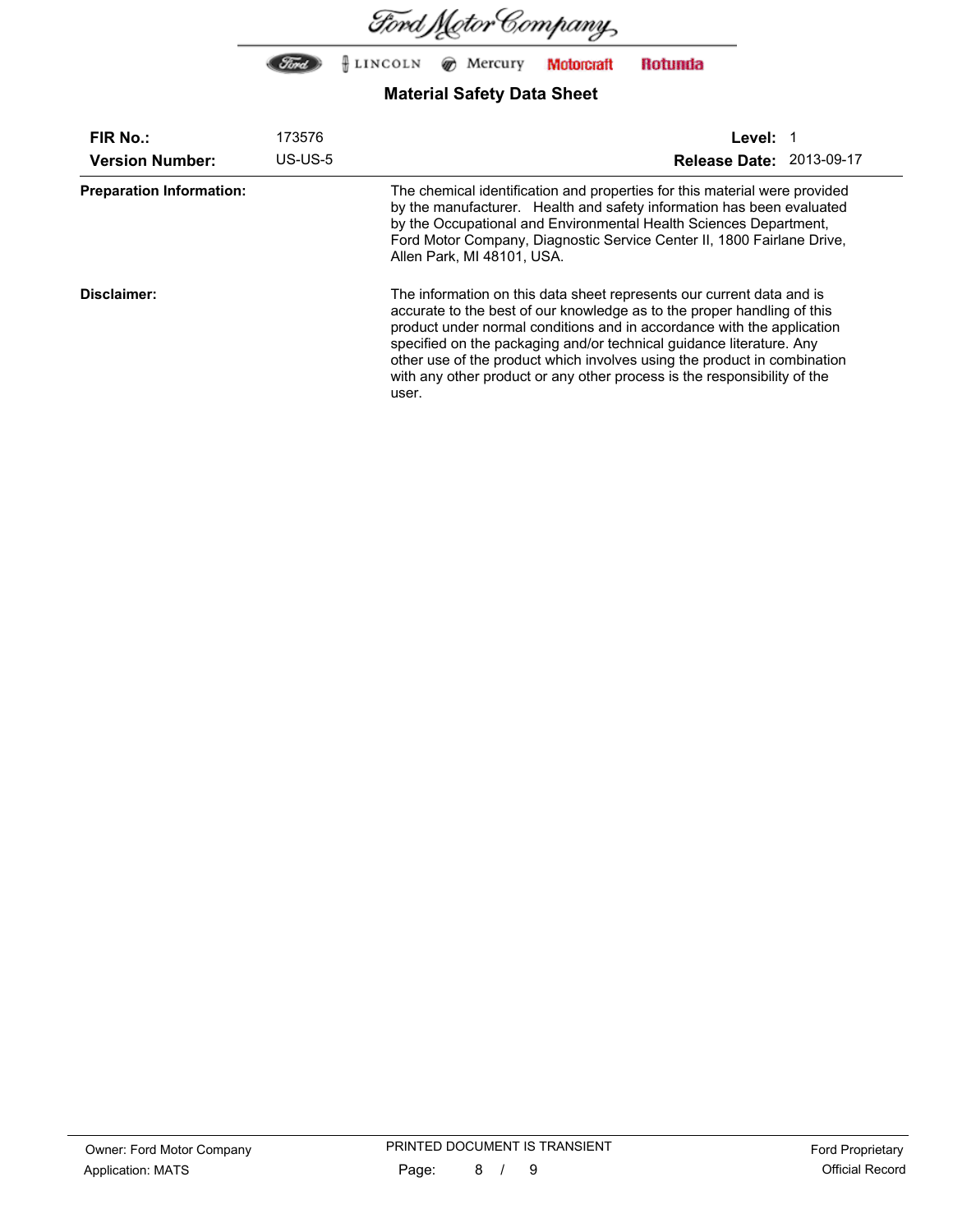| | | | |
|---|---|---|---|
| **FIR No.:** | 173576 | **Level:** | 1 |
| **Version Number:** | US-US-5 | **Release Date:** | 2013-09-17 |

**Preparation Information:**

The chemical identification and properties for this material were provided by the manufacturer. Health and safety information has been evaluated by the Occupational and Environmental Health Sciences Department, Ford Motor Company, Diagnostic Service Center II, 1800 Fairlane Drive, Allen Park, MI 48101, USA.

**Disclaimer:**

The information on this data sheet represents our current data and is accurate to the best of our knowledge as to the proper handling of this product under normal conditions and in accordance with the application specified on the packaging and/or technical guidance literature. Any other use of the product which involves using the product in combination with any other product or any other process is the responsibility of the user.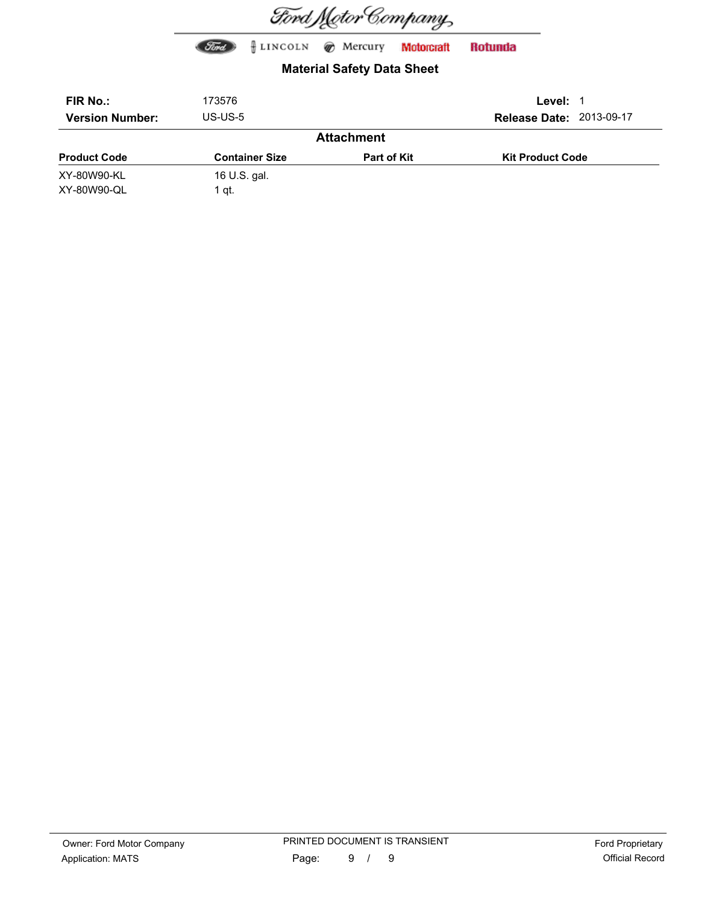# Material Safety Data Sheet

| | | | |
|---|---|---|---|
| **FIR No.:** | 173576 | **Level:** | 1 |
| **Version Number:** | US-US-5 | **Release Date:** | 2013-09-17 |

## Attachment

| Product Code | Container Size | Part of Kit | Kit Product Code |
|---|---|---|---|
| XY-80W90-KL | 16 U.S. gal. | | |
| XY-80W90-QL | 1 qt. | | |